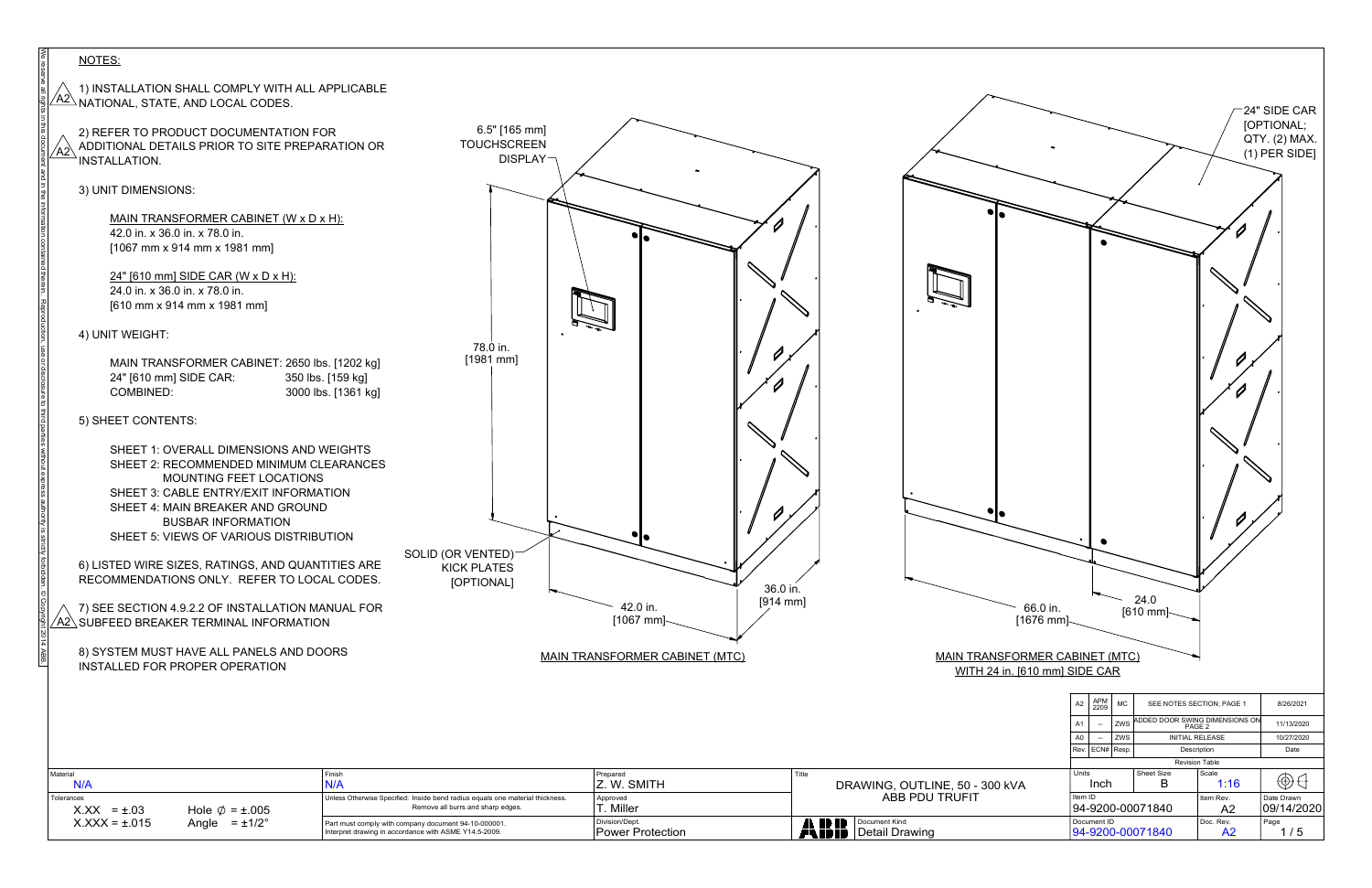## NOTES:

1) INSTALLATION SHALL COMPLY WITH ALL APPLICABLE NATIONAL, STATE, AND LOCAL CODES. (A2)

2) REFER TO PRODUCT DOCUMENTATION FOR ADDITIONAL DETAILS PRIOR TO SITE PREPARATION OR INSTALLATION. (A2)

3) UNIT DIMENSIONS:

MAIN TRANSFORMER CABINET (W x D x H):
42.0 in. x 36.0 in. x 78.0 in.
[1067 mm x 914 mm x 1981 mm]

24" [610 mm] SIDE CAR (W x D x H):
24.0 in. x 36.0 in. x 78.0 in.
[610 mm x 914 mm x 1981 mm]

4) UNIT WEIGHT:

| | |
|---|---|
| MAIN TRANSFORMER CABINET: | 2650 lbs. [1202 kg] |
| 24" [610 mm] SIDE CAR: | 350 lbs. [159 kg] |
| COMBINED: | 3000 lbs. [1361 kg] |

5) SHEET CONTENTS:

SHEET 1: OVERALL DIMENSIONS AND WEIGHTS
SHEET 2: RECOMMENDED MINIMUM CLEARANCES MOUNTING FEET LOCATIONS
SHEET 3: CABLE ENTRY/EXIT INFORMATION
SHEET 4: MAIN BREAKER AND GROUND BUSBAR INFORMATION
SHEET 5: VIEWS OF VARIOUS DISTRIBUTION

6) LISTED WIRE SIZES, RATINGS, AND QUANTITIES ARE RECOMMENDATIONS ONLY. REFER TO LOCAL CODES.

7) SEE SECTION 4.9.2.2 OF INSTALLATION MANUAL FOR SUBFEED BREAKER TERMINAL INFORMATION (A2)

8) SYSTEM MUST HAVE ALL PANELS AND DOORS INSTALLED FOR PROPER OPERATION

6.5" [165 mm] TOUCHSCREEN DISPLAY

78.0 in. [1981 mm]

SOLID (OR VENTED) KICK PLATES [OPTIONAL]

42.0 in. [1067 mm]

36.0 in. [914 mm]

MAIN TRANSFORMER CABINET (MTC)

24" SIDE CAR [OPTIONAL; QTY. (2) MAX. (1) PER SIDE]

66.0 in. [1676 mm]

24.0 [610 mm]

MAIN TRANSFORMER CABINET (MTC) WITH 24 in. [610 mm] SIDE CAR

| Rev. | ECN# | Resp. | Description | Date |
|---|---|---|---|---|
| A2 | APM 2209 | MC | SEE NOTES SECTION; PAGE 1 | 8/26/2021 |
| A1 | -- | ZWS | ADDED DOOR SWING DIMENSIONS ON PAGE 2 | 11/13/2020 |
| A0 | -- | ZWS | INITIAL RELEASE | 10/27/2020 |

Revision Table

| | | | |
|---|---|---|---|
| Material: N/A | Finish: N/A | Prepared: Z. W. SMITH | Title: DRAWING, OUTLINE, 50 - 300 kVA ABB PDU TRUFIT |
| Tolerances: X.XX = ±.03, X.XXX = ±.015, Hole ∅ = ±.005, Angle = ±1/2° | Unless Otherwise Specified: Inside bend radius equals one material thickness. Remove all burrs and sharp edges. | Approved: T. Miller | |
| | Part must comply with company document 94-10-000001. Interpret drawing in accordance with ASME Y14.5-2009. | Division/Dept.: Power Protection | Document Kind: Detail Drawing |

| Units | Sheet Size | Scale | |
|---|---|---|---|
| Inch | B | 1:16 | |
| Item ID: 94-9200-00071840 | | Item Rev.: A2 | Date Drawn: 09/14/2020 |
| Document ID: 94-9200-00071840 | | Doc. Rev.: A2 | Page: 1 / 5 |

We reserve all rights in this document and in the information contained therein. Reproduction, use or disclosure to third parties without express authority is strictly forbidden. © Copyright 2014 ABB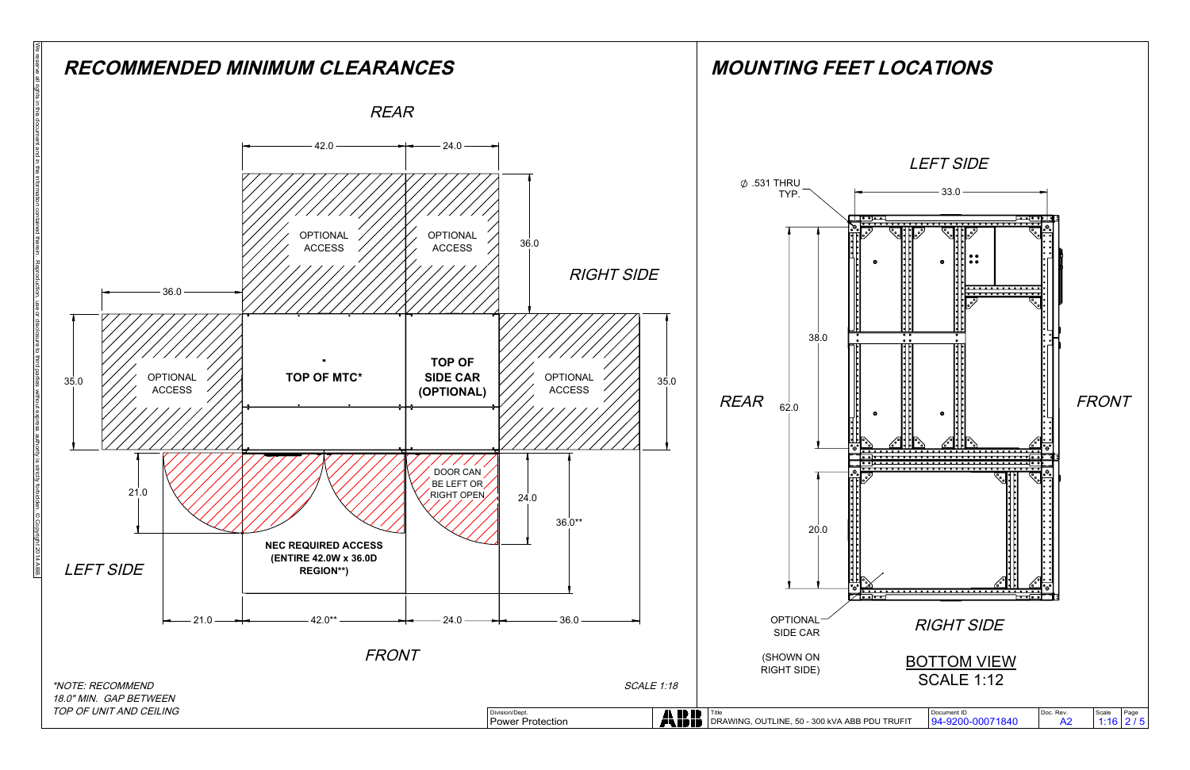# RECOMMENDED MINIMUM CLEARANCES

*REAR*

42.0 — 24.0

OPTIONAL ACCESS — OPTIONAL ACCESS — 36.0

*RIGHT SIDE*

36.0

35.0 — OPTIONAL ACCESS — **TOP OF MTC*** — **TOP OF SIDE CAR (OPTIONAL)** — OPTIONAL ACCESS — 35.0

21.0 — DOOR CAN BE LEFT OR RIGHT OPEN — 24.0 — 36.0**

**NEC REQUIRED ACCESS (ENTIRE 42.0W x 36.0D REGION**)**

*LEFT SIDE*

21.0 — 42.0** — 24.0 — 36.0

*FRONT*

*\*NOTE: RECOMMEND 18.0" MIN. GAP BETWEEN TOP OF UNIT AND CEILING*

*SCALE 1:18*

# MOUNTING FEET LOCATIONS

*LEFT SIDE*

∅ .531 THRU TYP.

33.0

38.0

*REAR* — 62.0 — *FRONT*

20.0

OPTIONAL SIDE CAR

(SHOWN ON RIGHT SIDE)

*RIGHT SIDE*

BOTTOM VIEW
SCALE 1:12

| Division/Dept. | Title | Document ID | Doc. Rev. | Scale | Page |
|---|---|---|---|---|---|
| Power Protection | DRAWING, OUTLINE, 50 - 300 kVA ABB PDU TRUFIT | 94-9200-00071840 | A2 | 1:16 | 2 / 5 |

We reserve all rights in this document and in the information contained therein. Reproduction, use or disclosure to third parties without express authority is strictly forbidden. © Copyright 2014 ABB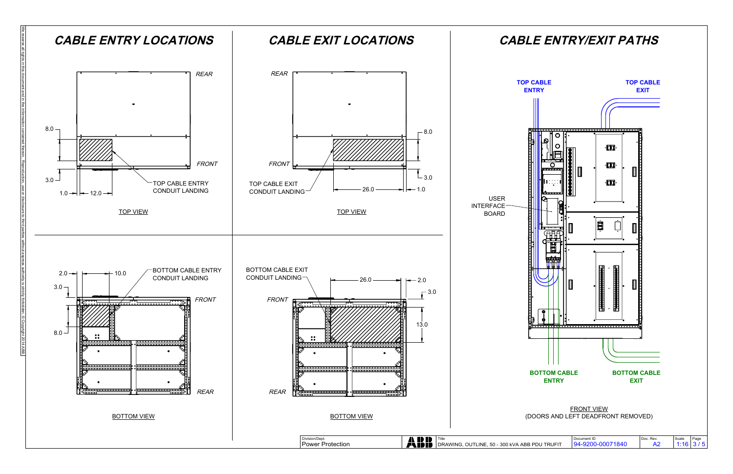# CABLE ENTRY LOCATIONS

REAR

FRONT

8.0

3.0

1.0

12.0

TOP CABLE ENTRY CONDUIT LANDING

TOP VIEW

2.0

10.0

BOTTOM CABLE ENTRY CONDUIT LANDING

3.0

FRONT

8.0

REAR

BOTTOM VIEW

# CABLE EXIT LOCATIONS

REAR

FRONT

8.0

3.0

TOP CABLE EXIT CONDUIT LANDING

26.0

1.0

TOP VIEW

BOTTOM CABLE EXIT CONDUIT LANDING

26.0

2.0

3.0

FRONT

13.0

REAR

BOTTOM VIEW

# CABLE ENTRY/EXIT PATHS

**TOP CABLE ENTRY**

**TOP CABLE EXIT**

USER INTERFACE BOARD

**BOTTOM CABLE ENTRY**

**BOTTOM CABLE EXIT**

FRONT VIEW

(DOORS AND LEFT DEADFRONT REMOVED)

We reserve all rights in this document and in the information contained therein. Reproduction, use or disclosure to third parties without express authority is strictly forbidden. © Copyright 2014 ABB

| Division/Dept. | Title | Document ID | Doc. Rev. | Scale | Page |
| --- | --- | --- | --- | --- | --- |
| Power Protection | DRAWING, OUTLINE, 50 - 300 kVA ABB PDU TRUFIT | 94-9200-00071840 | A2 | 1:16 | 3 / 5 |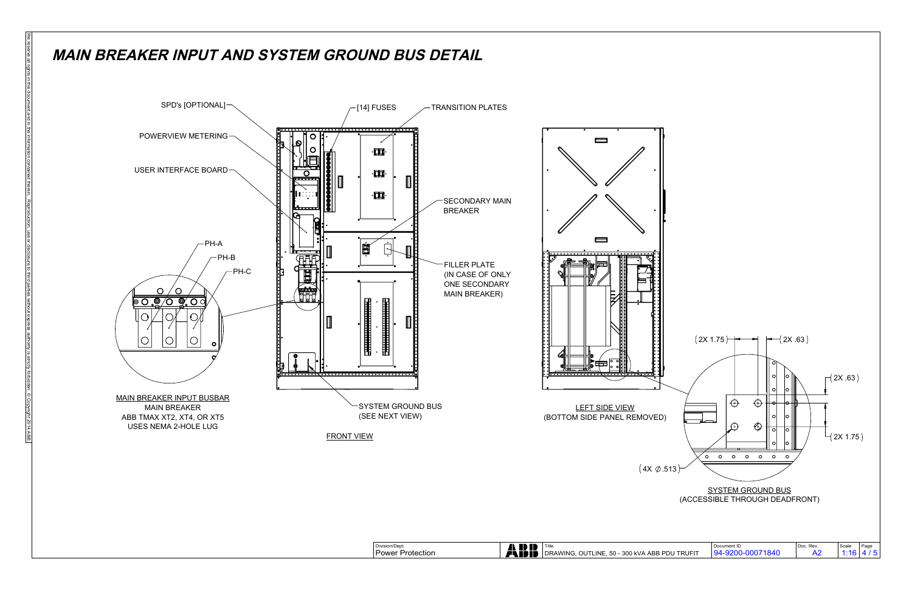# MAIN BREAKER INPUT AND SYSTEM GROUND BUS DETAIL

SPD's [OPTIONAL]

POWERVIEW METERING

USER INTERFACE BOARD

[14] FUSES

TRANSITION PLATES

SECONDARY MAIN BREAKER

FILLER PLATE (IN CASE OF ONLY ONE SECONDARY MAIN BREAKER)

PH-A

PH-B

PH-C

MAIN BREAKER INPUT BUSBAR
MAIN BREAKER
ABB TMAX XT2, XT4, OR XT5
USES NEMA 2-HOLE LUG

SYSTEM GROUND BUS (SEE NEXT VIEW)

FRONT VIEW

LEFT SIDE VIEW
(BOTTOM SIDE PANEL REMOVED)

(2X 1.75)

(2X .63)

(2X .63)

(2X 1.75)

(4X ∅.513)

SYSTEM GROUND BUS
(ACCESSIBLE THROUGH DEADFRONT)

We reserve all rights in this document and in the information contained therein. Reproduction, use or disclosure to third parties without express authority is strictly forbidden. © Copyright 2014 ABB

| Division/Dept. | Title | Document ID | Doc. Rev. | Scale | Page |
| --- | --- | --- | --- | --- | --- |
| Power Protection | DRAWING, OUTLINE, 50 - 300 kVA ABB PDU TRUFIT | 94-9200-00071840 | A2 | 1:16 | 4 / 5 |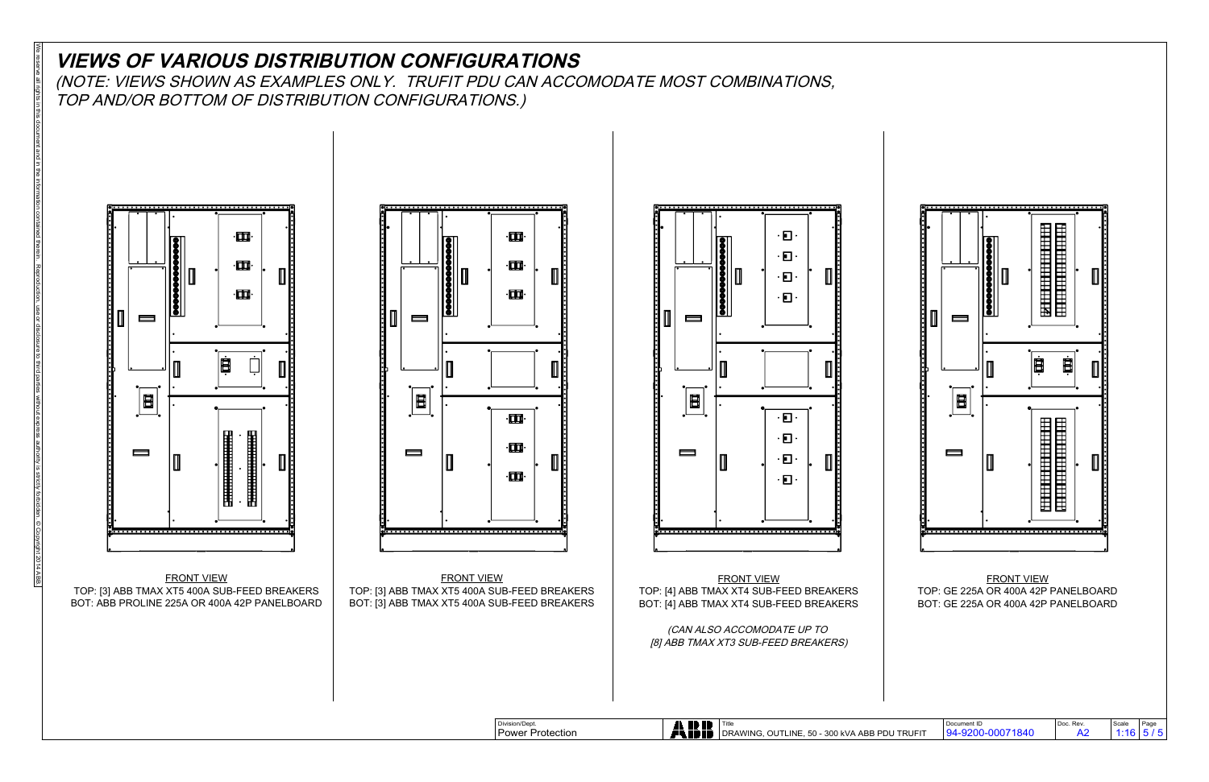# VIEWS OF VARIOUS DISTRIBUTION CONFIGURATIONS

*(NOTE: VIEWS SHOWN AS EXAMPLES ONLY. TRUFIT PDU CAN ACCOMODATE MOST COMBINATIONS, TOP AND/OR BOTTOM OF DISTRIBUTION CONFIGURATIONS.)*

FRONT VIEW
TOP: [3] ABB TMAX XT5 400A SUB-FEED BREAKERS
BOT: ABB PROLINE 225A OR 400A 42P PANELBOARD

FRONT VIEW
TOP: [3] ABB TMAX XT5 400A SUB-FEED BREAKERS
BOT: [3] ABB TMAX XT5 400A SUB-FEED BREAKERS

FRONT VIEW
TOP: [4] ABB TMAX XT4 SUB-FEED BREAKERS
BOT: [4] ABB TMAX XT4 SUB-FEED BREAKERS

*(CAN ALSO ACCOMODATE UP TO [8] ABB TMAX XT3 SUB-FEED BREAKERS)*

FRONT VIEW
TOP: GE 225A OR 400A 42P PANELBOARD
BOT: GE 225A OR 400A 42P PANELBOARD

We reserve all rights in this document and in the information contained therein. Reproduction, use or disclosure to third parties without express authority is strictly forbidden. © Copyright 2014 ABB

| Division/Dept. | Title | Document ID | Doc. Rev. | Scale | Page |
| --- | --- | --- | --- | --- | --- |
| Power Protection | DRAWING, OUTLINE, 50 - 300 kVA ABB PDU TRUFIT | 94-9200-00071840 | A2 | 1:16 | 5 / 5 |